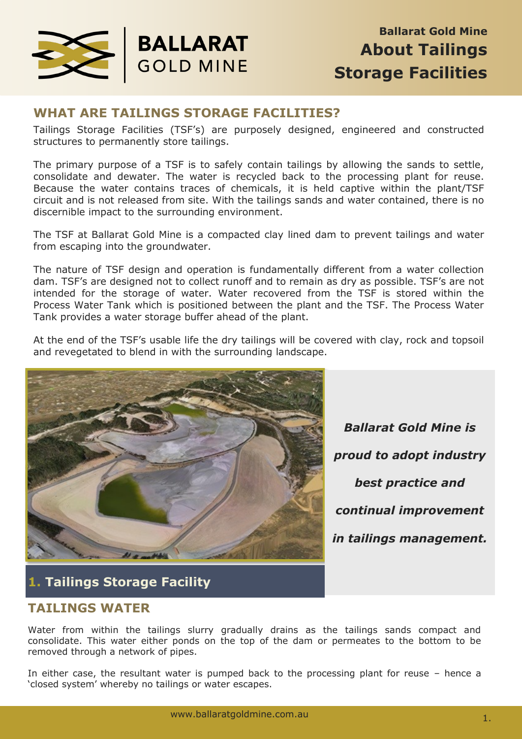# Ballarat Gold Mine About Tailings Storage Facilities

## WHAT ARE TAILINGS STORAGE FACILITIES?

Tailings Storage Facilities (TSF's) are purposely designed, engineered and constructed structures to permanently store tailings.

The primary purpose of a TSF is to safely contain tailings by allowing the sands to settle, consolidate and dewater. The water is recycled back to the processing plant for reuse. Because the water contains traces of chemicals, it is held captive within the plant/TSF circuit and is not released from site. With the tailings sands and water contained, there is no discernible impact to the surrounding environment.

The TSF at Ballarat Gold Mine is a compacted clay lined dam to prevent tailings and water from escaping into the groundwater.

The nature of TSF design and operation is fundamentally different from a water collection dam. TSF's are designed not to collect runoff and to remain as dry as possible. TSF's are not intended for the storage of water. Water recovered from the TSF is stored within the Process Water Tank which is positioned between the plant and the TSF. The Process Water Tank provides a water storage buffer ahead of the plant.

At the end of the TSF's usable life the dry tailings will be covered with clay, rock and topsoil and revegetated to blend in with the surrounding landscape.

**1. Tailings Storage Facility**

***Ballarat Gold Mine is proud to adopt industry best practice and continual improvement in tailings management.***

## TAILINGS WATER

Water from within the tailings slurry gradually drains as the tailings sands compact and consolidate. This water either ponds on the top of the dam or permeates to the bottom to be removed through a network of pipes.

In either case, the resultant water is pumped back to the processing plant for reuse – hence a 'closed system' whereby no tailings or water escapes.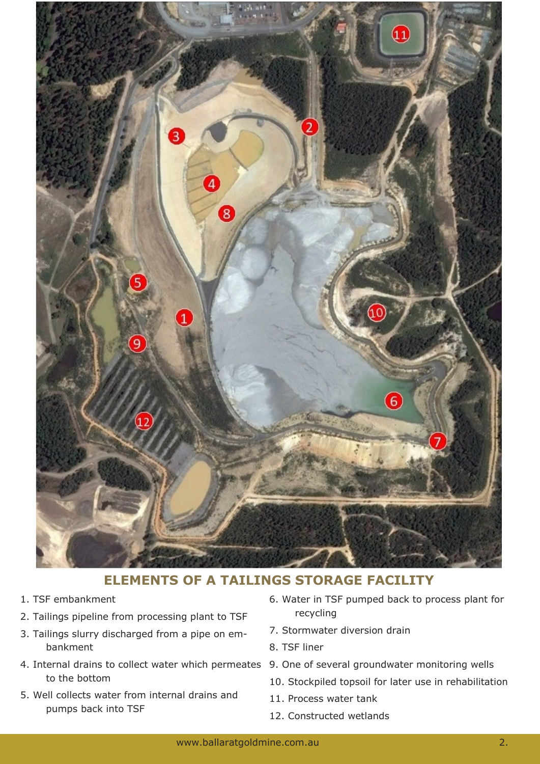## ELEMENTS OF A TAILINGS STORAGE FACILITY

1. TSF embankment
2. Tailings pipeline from processing plant to TSF
3. Tailings slurry discharged from a pipe on embankment
4. Internal drains to collect water which permeates to the bottom
5. Well collects water from internal drains and pumps back into TSF
6. Water in TSF pumped back to process plant for recycling
7. Stormwater diversion drain
8. TSF liner
9. One of several groundwater monitoring wells
10. Stockpiled topsoil for later use in rehabilitation
11. Process water tank
12. Constructed wetlands

www.ballaratgoldmine.com.au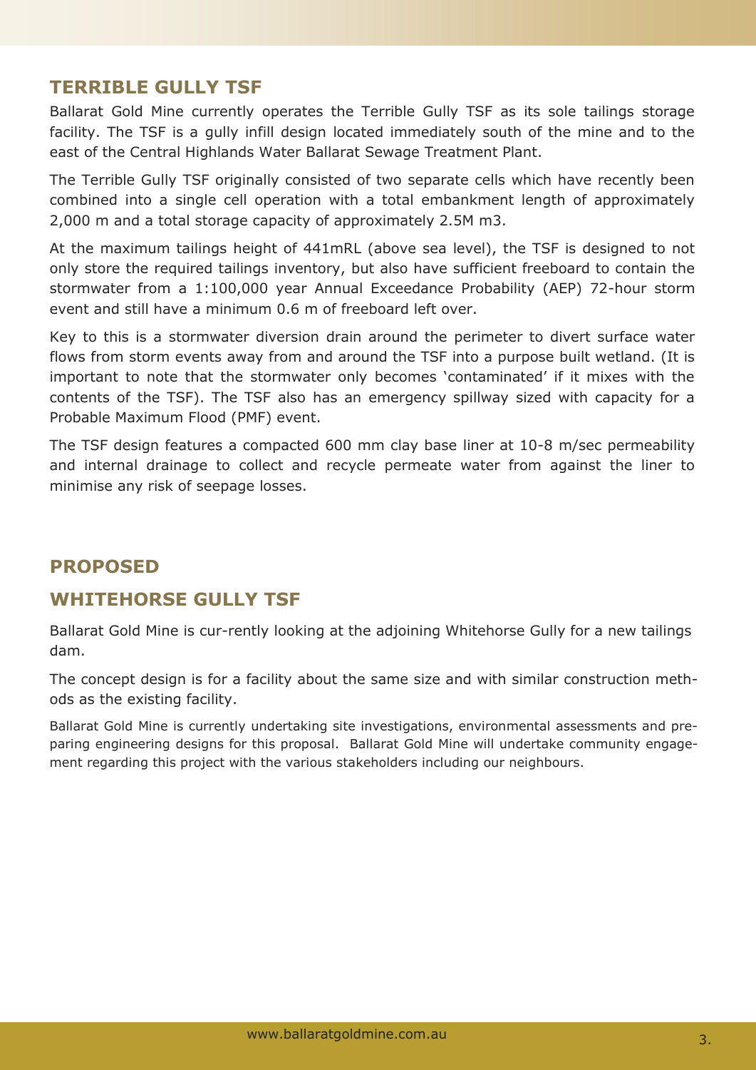## TERRIBLE GULLY TSF

Ballarat Gold Mine currently operates the Terrible Gully TSF as its sole tailings storage facility. The TSF is a gully infill design located immediately south of the mine and to the east of the Central Highlands Water Ballarat Sewage Treatment Plant.

The Terrible Gully TSF originally consisted of two separate cells which have recently been combined into a single cell operation with a total embankment length of approximately 2,000 m and a total storage capacity of approximately 2.5M m3.

At the maximum tailings height of 441mRL (above sea level), the TSF is designed to not only store the required tailings inventory, but also have sufficient freeboard to contain the stormwater from a 1:100,000 year Annual Exceedance Probability (AEP) 72-hour storm event and still have a minimum 0.6 m of freeboard left over.

Key to this is a stormwater diversion drain around the perimeter to divert surface water flows from storm events away from and around the TSF into a purpose built wetland. (It is important to note that the stormwater only becomes 'contaminated' if it mixes with the contents of the TSF). The TSF also has an emergency spillway sized with capacity for a Probable Maximum Flood (PMF) event.

The TSF design features a compacted 600 mm clay base liner at 10-8 m/sec permeability and internal drainage to collect and recycle permeate water from against the liner to minimise any risk of seepage losses.

## PROPOSED

## WHITEHORSE GULLY TSF

Ballarat Gold Mine is cur-rently looking at the adjoining Whitehorse Gully for a new tailings dam.

The concept design is for a facility about the same size and with similar construction methods as the existing facility.

Ballarat Gold Mine is currently undertaking site investigations, environmental assessments and preparing engineering designs for this proposal. Ballarat Gold Mine will undertake community engagement regarding this project with the various stakeholders including our neighbours.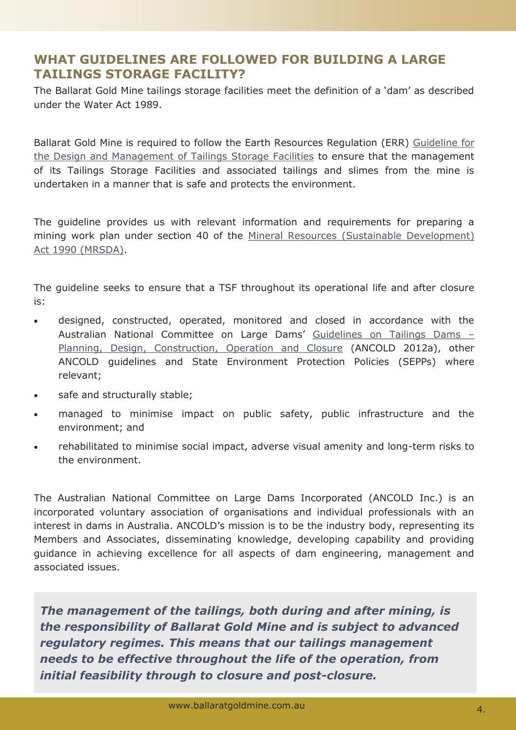## WHAT GUIDELINES ARE FOLLOWED FOR BUILDING A LARGE TAILINGS STORAGE FACILITY?

The Ballarat Gold Mine tailings storage facilities meet the definition of a 'dam' as described under the Water Act 1989.

Ballarat Gold Mine is required to follow the Earth Resources Regulation (ERR) Guideline for the Design and Management of Tailings Storage Facilities to ensure that the management of its Tailings Storage Facilities and associated tailings and slimes from the mine is undertaken in a manner that is safe and protects the environment.

The guideline provides us with relevant information and requirements for preparing a mining work plan under section 40 of the Mineral Resources (Sustainable Development) Act 1990 (MRSDA).

The guideline seeks to ensure that a TSF throughout its operational life and after closure is:

- designed, constructed, operated, monitored and closed in accordance with the Australian National Committee on Large Dams' Guidelines on Tailings Dams – Planning, Design, Construction, Operation and Closure (ANCOLD 2012a), other ANCOLD guidelines and State Environment Protection Policies (SEPPs) where relevant;
- safe and structurally stable;
- managed to minimise impact on public safety, public infrastructure and the environment; and
- rehabilitated to minimise social impact, adverse visual amenity and long-term risks to the environment.

The Australian National Committee on Large Dams Incorporated (ANCOLD Inc.) is an incorporated voluntary association of organisations and individual professionals with an interest in dams in Australia. ANCOLD's mission is to be the industry body, representing its Members and Associates, disseminating knowledge, developing capability and providing guidance in achieving excellence for all aspects of dam engineering, management and associated issues.

***The management of the tailings, both during and after mining, is the responsibility of Ballarat Gold Mine and is subject to advanced regulatory regimes. This means that our tailings management needs to be effective throughout the life of the operation, from initial feasibility through to closure and post-closure.***